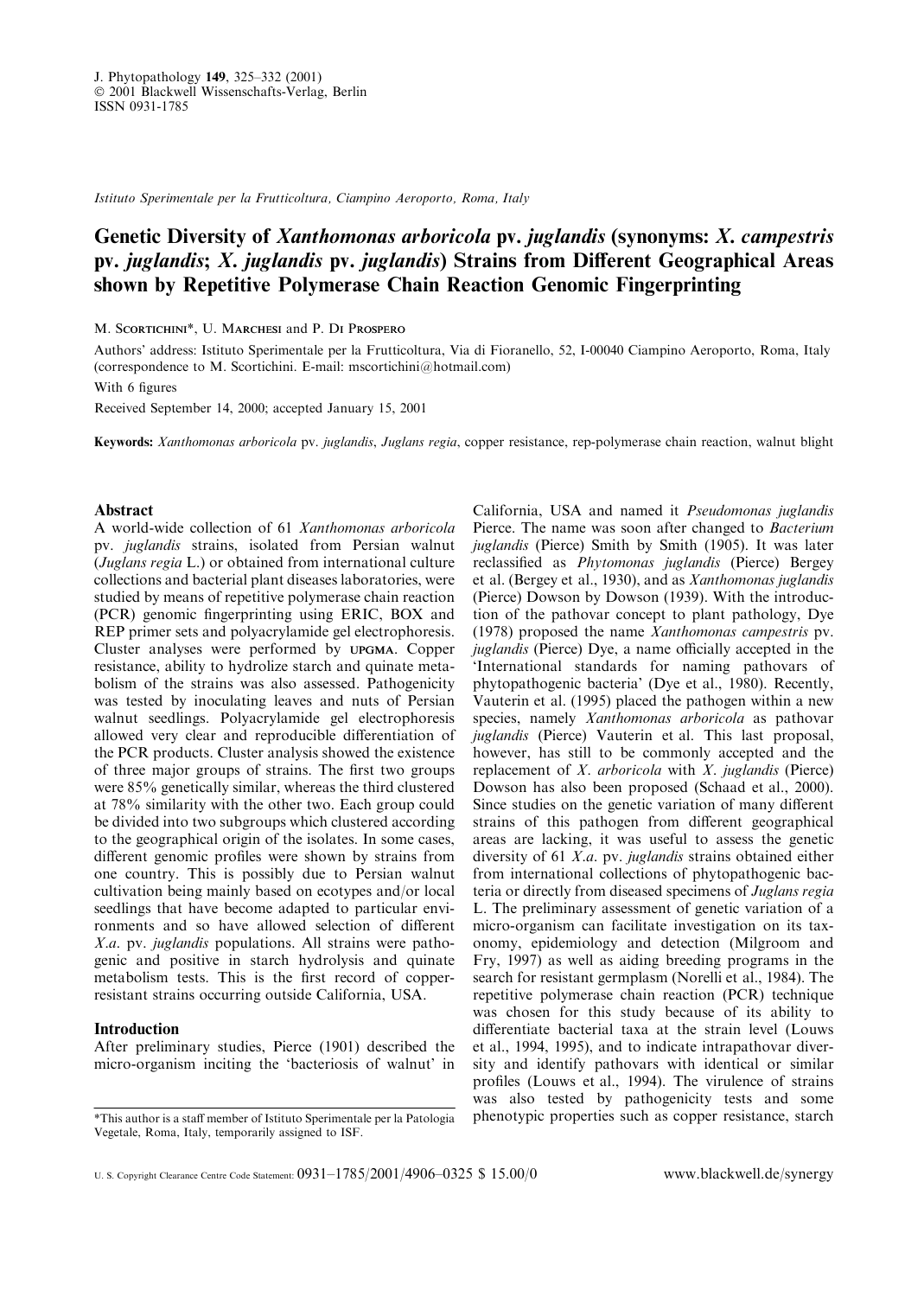J. Phytopathology 149, 325–332 (2001)
© 2001 Blackwell Wissenschafts-Verlag, Berlin
ISSN 0931-1785

*Istituto Sperimentale per la Frutticoltura, Ciampino Aeroporto, Roma, Italy*

# Genetic Diversity of *Xanthomonas arboricola* pv. *juglandis* (synonyms: *X. campestris* pv. *juglandis*; *X. juglandis* pv. *juglandis*) Strains from Different Geographical Areas shown by Repetitive Polymerase Chain Reaction Genomic Fingerprinting

M. Scortichini*, U. Marchesi and P. Di Prospero

Authors' address: Istituto Sperimentale per la Frutticoltura, Via di Fioranello, 52, I-00040 Ciampino Aeroporto, Roma, Italy (correspondence to M. Scortichini. E-mail: mscortichini@hotmail.com)

With 6 figures

Received September 14, 2000; accepted January 15, 2001

**Keywords:** *Xanthomonas arboricola* pv. *juglandis*, *Juglans regia*, copper resistance, rep-polymerase chain reaction, walnut blight

## Abstract

A world-wide collection of 61 *Xanthomonas arboricola* pv. *juglandis* strains, isolated from Persian walnut (*Juglans regia* L.) or obtained from international culture collections and bacterial plant diseases laboratories, were studied by means of repetitive polymerase chain reaction (PCR) genomic fingerprinting using ERIC, BOX and REP primer sets and polyacrylamide gel electrophoresis. Cluster analyses were performed by UPGMA. Copper resistance, ability to hydrolize starch and quinate metabolism of the strains was also assessed. Pathogenicity was tested by inoculating leaves and nuts of Persian walnut seedlings. Polyacrylamide gel electrophoresis allowed very clear and reproducible differentiation of the PCR products. Cluster analysis showed the existence of three major groups of strains. The first two groups were 85% genetically similar, whereas the third clustered at 78% similarity with the other two. Each group could be divided into two subgroups which clustered according to the geographical origin of the isolates. In some cases, different genomic profiles were shown by strains from one country. This is possibly due to Persian walnut cultivation being mainly based on ecotypes and/or local seedlings that have become adapted to particular environments and so have allowed selection of different *X.a.* pv. *juglandis* populations. All strains were pathogenic and positive in starch hydrolysis and quinate metabolism tests. This is the first record of copper-resistant strains occurring outside California, USA.

## Introduction

After preliminary studies, Pierce (1901) described the micro-organism inciting the 'bacteriosis of walnut' in California, USA and named it *Pseudomonas juglandis* Pierce. The name was soon after changed to *Bacterium juglandis* (Pierce) Smith by Smith (1905). It was later reclassified as *Phytomonas juglandis* (Pierce) Bergey et al. (Bergey et al., 1930), and as *Xanthomonas juglandis* (Pierce) Dowson by Dowson (1939). With the introduction of the pathovar concept to plant pathology, Dye (1978) proposed the name *Xanthomonas campestris* pv. *juglandis* (Pierce) Dye, a name officially accepted in the 'International standards for naming pathovars of phytopathogenic bacteria' (Dye et al., 1980). Recently, Vauterin et al. (1995) placed the pathogen within a new species, namely *Xanthomonas arboricola* as pathovar *juglandis* (Pierce) Vauterin et al. This last proposal, however, has still to be commonly accepted and the replacement of *X. arboricola* with *X. juglandis* (Pierce) Dowson has also been proposed (Schaad et al., 2000). Since studies on the genetic variation of many different strains of this pathogen from different geographical areas are lacking, it was useful to assess the genetic diversity of 61 *X.a.* pv. *juglandis* strains obtained either from international collections of phytopathogenic bacteria or directly from diseased specimens of *Juglans regia* L. The preliminary assessment of genetic variation of a micro-organism can facilitate investigation on its taxonomy, epidemiology and detection (Milgroom and Fry, 1997) as well as aiding breeding programs in the search for resistant germplasm (Norelli et al., 1984). The repetitive polymerase chain reaction (PCR) technique was chosen for this study because of its ability to differentiate bacterial taxa at the strain level (Louws et al., 1994, 1995), and to indicate intrapathovar diversity and identify pathovars with identical or similar profiles (Louws et al., 1994). The virulence of strains was also tested by pathogenicity tests and some phenotypic properties such as copper resistance, starch

*This author is a staff member of Istituto Sperimentale per la Patologia Vegetale, Roma, Italy, temporarily assigned to ISF.

U. S. Copyright Clearance Centre Code Statement: 0931–1785/2001/4906–0325 $ 15.00/0 www.blackwell.de/synergy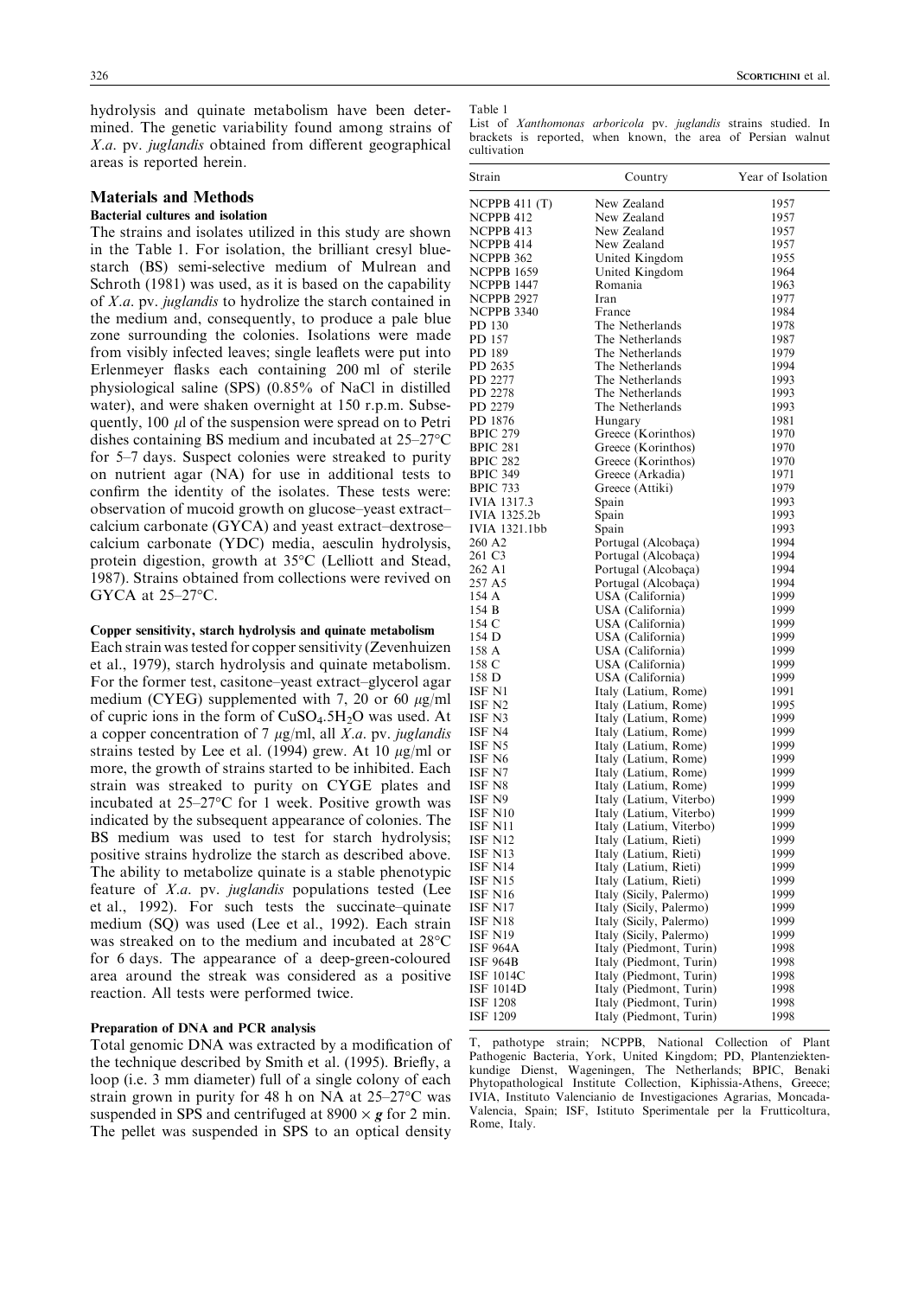hydrolysis and quinate metabolism have been determined. The genetic variability found among strains of *X.a.* pv. *juglandis* obtained from different geographical areas is reported herein.

## Materials and Methods

### Bacterial cultures and isolation

The strains and isolates utilized in this study are shown in the Table 1. For isolation, the brilliant cresyl blue-starch (BS) semi-selective medium of Mulrean and Schroth (1981) was used, as it is based on the capability of *X.a.* pv. *juglandis* to hydrolize the starch contained in the medium and, consequently, to produce a pale blue zone surrounding the colonies. Isolations were made from visibly infected leaves; single leaflets were put into Erlenmeyer flasks each containing 200 ml of sterile physiological saline (SPS) (0.85% of NaCl in distilled water), and were shaken overnight at 150 r.p.m. Subsequently, 100 $\mu$l of the suspension were spread on to Petri dishes containing BS medium and incubated at 25–27°C for 5–7 days. Suspect colonies were streaked to purity on nutrient agar (NA) for use in additional tests to confirm the identity of the isolates. These tests were: observation of mucoid growth on glucose–yeast extract–calcium carbonate (GYCA) and yeast extract–dextrose–calcium carbonate (YDC) media, aesculin hydrolysis, protein digestion, growth at 35°C (Lelliott and Stead, 1987). Strains obtained from collections were revived on GYCA at 25–27°C.

### Copper sensitivity, starch hydrolysis and quinate metabolism

Each strain was tested for copper sensitivity (Zevenhuizen et al., 1979), starch hydrolysis and quinate metabolism. For the former test, casitone–yeast extract–glycerol agar medium (CYEG) supplemented with 7, 20 or 60 $\mu$g/ml of cupric ions in the form of $CuSO_4.5H_2O$ was used. At a copper concentration of 7 $\mu$g/ml, all *X.a.* pv. *juglandis* strains tested by Lee et al. (1994) grew. At 10 $\mu$g/ml or more, the growth of strains started to be inhibited. Each strain was streaked to purity on CYGE plates and incubated at 25–27°C for 1 week. Positive growth was indicated by the subsequent appearance of colonies. The BS medium was used to test for starch hydrolysis; positive strains hydrolize the starch as described above. The ability to metabolize quinate is a stable phenotypic feature of *X.a.* pv. *juglandis* populations tested (Lee et al., 1992). For such tests the succinate–quinate medium (SQ) was used (Lee et al., 1992). Each strain was streaked on to the medium and incubated at 28°C for 6 days. The appearance of a deep-green-coloured area around the streak was considered as a positive reaction. All tests were performed twice.

### Preparation of DNA and PCR analysis

Total genomic DNA was extracted by a modification of the technique described by Smith et al. (1995). Briefly, a loop (i.e. 3 mm diameter) full of a single colony of each strain grown in purity for 48 h on NA at 25–27°C was suspended in SPS and centrifuged at 8900 × ***g*** for 2 min. The pellet was suspended in SPS to an optical density

Table 1
List of *Xanthomonas arboricola* pv. *juglandis* strains studied. In brackets is reported, when known, the area of Persian walnut cultivation

| Strain | Country | Year of Isolation |
|---|---|---|
| NCPPB 411 (T) | New Zealand | 1957 |
| NCPPB 412 | New Zealand | 1957 |
| NCPPB 413 | New Zealand | 1957 |
| NCPPB 414 | New Zealand | 1957 |
| NCPPB 362 | United Kingdom | 1955 |
| NCPPB 1659 | United Kingdom | 1964 |
| NCPPB 1447 | Romania | 1963 |
| NCPPB 2927 | Iran | 1977 |
| NCPPB 3340 | France | 1984 |
| PD 130 | The Netherlands | 1978 |
| PD 157 | The Netherlands | 1987 |
| PD 189 | The Netherlands | 1979 |
| PD 2635 | The Netherlands | 1994 |
| PD 2277 | The Netherlands | 1993 |
| PD 2278 | The Netherlands | 1993 |
| PD 2279 | The Netherlands | 1993 |
| PD 1876 | Hungary | 1981 |
| BPIC 279 | Greece (Korinthos) | 1970 |
| BPIC 281 | Greece (Korinthos) | 1970 |
| BPIC 282 | Greece (Korinthos) | 1970 |
| BPIC 349 | Greece (Arkadia) | 1971 |
| BPIC 733 | Greece (Attiki) | 1979 |
| IVIA 1317.3 | Spain | 1993 |
| IVIA 1325.2b | Spain | 1993 |
| IVIA 1321.1bb | Spain | 1993 |
| 260 A2 | Portugal (Alcobaça) | 1994 |
| 261 C3 | Portugal (Alcobaça) | 1994 |
| 262 A1 | Portugal (Alcobaça) | 1994 |
| 257 A5 | Portugal (Alcobaça) | 1994 |
| 154 A | USA (California) | 1999 |
| 154 B | USA (California) | 1999 |
| 154 C | USA (California) | 1999 |
| 154 D | USA (California) | 1999 |
| 158 A | USA (California) | 1999 |
| 158 C | USA (California) | 1999 |
| 158 D | USA (California) | 1999 |
| ISF N1 | Italy (Latium, Rome) | 1991 |
| ISF N2 | Italy (Latium, Rome) | 1995 |
| ISF N3 | Italy (Latium, Rome) | 1999 |
| ISF N4 | Italy (Latium, Rome) | 1999 |
| ISF N5 | Italy (Latium, Rome) | 1999 |
| ISF N6 | Italy (Latium, Rome) | 1999 |
| ISF N7 | Italy (Latium, Rome) | 1999 |
| ISF N8 | Italy (Latium, Rome) | 1999 |
| ISF N9 | Italy (Latium, Viterbo) | 1999 |
| ISF N10 | Italy (Latium, Viterbo) | 1999 |
| ISF N11 | Italy (Latium, Viterbo) | 1999 |
| ISF N12 | Italy (Latium, Rieti) | 1999 |
| ISF N13 | Italy (Latium, Rieti) | 1999 |
| ISF N14 | Italy (Latium, Rieti) | 1999 |
| ISF N15 | Italy (Latium, Rieti) | 1999 |
| ISF N16 | Italy (Sicily, Palermo) | 1999 |
| ISF N17 | Italy (Sicily, Palermo) | 1999 |
| ISF N18 | Italy (Sicily, Palermo) | 1999 |
| ISF N19 | Italy (Sicily, Palermo) | 1999 |
| ISF 964A | Italy (Piedmont, Turin) | 1998 |
| ISF 964B | Italy (Piedmont, Turin) | 1998 |
| ISF 1014C | Italy (Piedmont, Turin) | 1998 |
| ISF 1014D | Italy (Piedmont, Turin) | 1998 |
| ISF 1208 | Italy (Piedmont, Turin) | 1998 |
| ISF 1209 | Italy (Piedmont, Turin) | 1998 |

T, pathotype strain; NCPPB, National Collection of Plant Pathogenic Bacteria, York, United Kingdom; PD, Plantenziektenkundige Dienst, Wageningen, The Netherlands; BPIC, Benaki Phytopathological Institute Collection, Kiphissia-Athens, Greece; IVIA, Instituto Valencianio de Investigaciones Agrarias, Moncada-Valencia, Spain; ISF, Istituto Sperimentale per la Frutticoltura, Rome, Italy.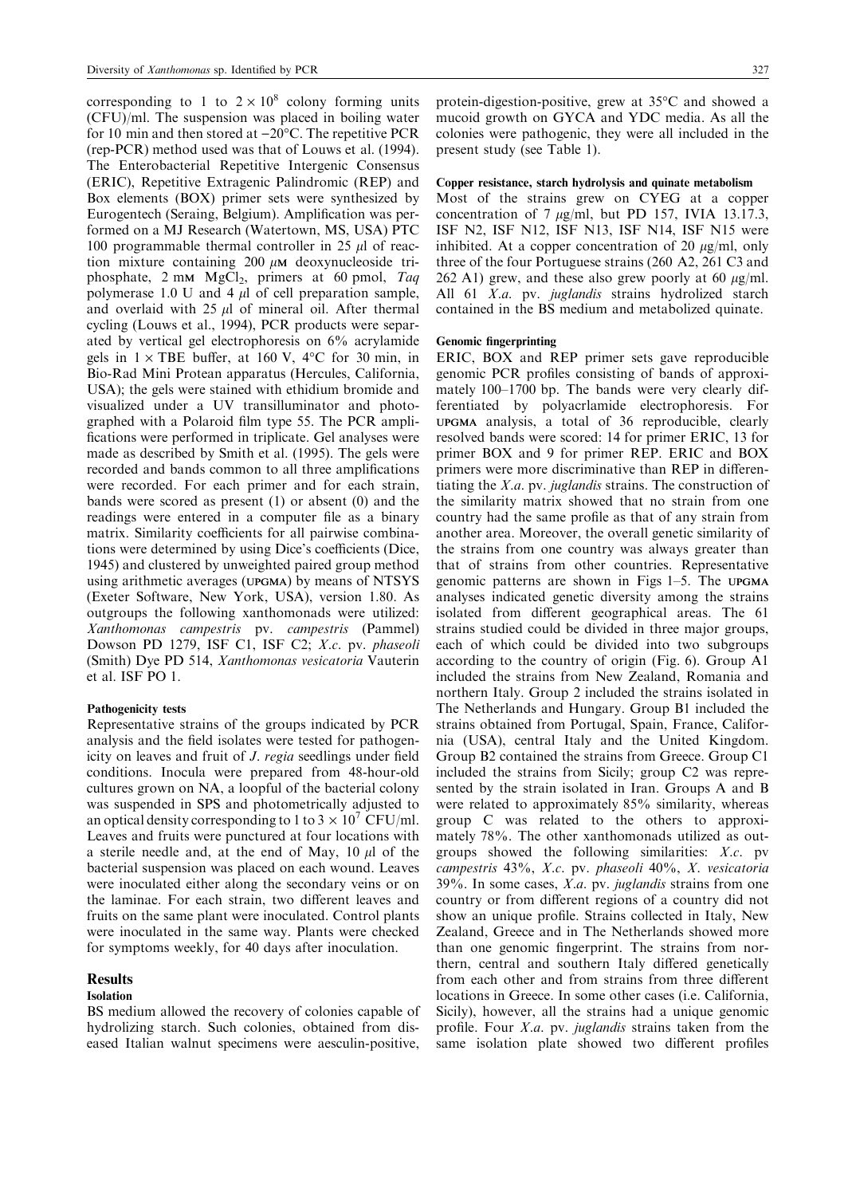corresponding to 1 to $2 \times 10^8$ colony forming units (CFU)/ml. The suspension was placed in boiling water for 10 min and then stored at −20°C. The repetitive PCR (rep-PCR) method used was that of Louws et al. (1994). The Enterobacterial Repetitive Intergenic Consensus (ERIC), Repetitive Extragenic Palindromic (REP) and Box elements (BOX) primer sets were synthesized by Eurogentech (Seraing, Belgium). Amplification was performed on a MJ Research (Watertown, MS, USA) PTC 100 programmable thermal controller in 25 μl of reaction mixture containing 200 μM deoxynucleoside triphosphate, 2 mM $MgCl_2$, primers at 60 pmol, *Taq* polymerase 1.0 U and 4 μl of cell preparation sample, and overlaid with 25 μl of mineral oil. After thermal cycling (Louws et al., 1994), PCR products were separated by vertical gel electrophoresis on 6% acrylamide gels in 1 × TBE buffer, at 160 V, 4°C for 30 min, in Bio-Rad Mini Protean apparatus (Hercules, California, USA); the gels were stained with ethidium bromide and visualized under a UV transilluminator and photographed with a Polaroid film type 55. The PCR amplifications were performed in triplicate. Gel analyses were made as described by Smith et al. (1995). The gels were recorded and bands common to all three amplifications were recorded. For each primer and for each strain, bands were scored as present (1) or absent (0) and the readings were entered in a computer file as a binary matrix. Similarity coefficients for all pairwise combinations were determined by using Dice's coefficients (Dice, 1945) and clustered by unweighted paired group method using arithmetic averages (UPGMA) by means of NTSYS (Exeter Software, New York, USA), version 1.80. As outgroups the following xanthomonads were utilized: *Xanthomonas campestris* pv. *campestris* (Pammel) Dowson PD 1279, ISF C1, ISF C2; *X.c.* pv. *phaseoli* (Smith) Dye PD 514, *Xanthomonas vesicatoria* Vauterin et al. ISF PO 1.

#### Pathogenicity tests

Representative strains of the groups indicated by PCR analysis and the field isolates were tested for pathogenicity on leaves and fruit of *J. regia* seedlings under field conditions. Inocula were prepared from 48-hour-old cultures grown on NA, a loopful of the bacterial colony was suspended in SPS and photometrically adjusted to an optical density corresponding to 1 to $3 \times 10^7$ CFU/ml. Leaves and fruits were punctured at four locations with a sterile needle and, at the end of May, 10 μl of the bacterial suspension was placed on each wound. Leaves were inoculated either along the secondary veins or on the laminae. For each strain, two different leaves and fruits on the same plant were inoculated. Control plants were inoculated in the same way. Plants were checked for symptoms weekly, for 40 days after inoculation.

## Results

#### Isolation

BS medium allowed the recovery of colonies capable of hydrolizing starch. Such colonies, obtained from diseased Italian walnut specimens were aesculin-positive, protein-digestion-positive, grew at 35°C and showed a mucoid growth on GYCA and YDC media. As all the colonies were pathogenic, they were all included in the present study (see Table 1).

#### Copper resistance, starch hydrolysis and quinate metabolism

Most of the strains grew on CYEG at a copper concentration of 7 μg/ml, but PD 157, IVIA 13.17.3, ISF N2, ISF N12, ISF N13, ISF N14, ISF N15 were inhibited. At a copper concentration of 20 μg/ml, only three of the four Portuguese strains (260 A2, 261 C3 and 262 A1) grew, and these also grew poorly at 60 μg/ml. All 61 *X.a.* pv. *juglandis* strains hydrolized starch contained in the BS medium and metabolized quinate.

#### Genomic fingerprinting

ERIC, BOX and REP primer sets gave reproducible genomic PCR profiles consisting of bands of approximately 100–1700 bp. The bands were very clearly differentiated by polyacrylamide electrophoresis. For UPGMA analysis, a total of 36 reproducible, clearly resolved bands were scored: 14 for primer ERIC, 13 for primer BOX and 9 for primer REP. ERIC and BOX primers were more discriminative than REP in differentiating the *X.a.* pv. *juglandis* strains. The construction of the similarity matrix showed that no strain from one country had the same profile as that of any strain from another area. Moreover, the overall genetic similarity of the strains from one country was always greater than that of strains from other countries. Representative genomic patterns are shown in Figs 1–5. The UPGMA analyses indicated genetic diversity among the strains isolated from different geographical areas. The 61 strains studied could be divided in three major groups, each of which could be divided into two subgroups according to the country of origin (Fig. 6). Group A1 included the strains from New Zealand, Romania and northern Italy. Group 2 included the strains isolated in The Netherlands and Hungary. Group B1 included the strains obtained from Portugal, Spain, France, California (USA), central Italy and the United Kingdom. Group B2 contained the strains from Greece. Group C1 included the strains from Sicily; group C2 was represented by the strain isolated in Iran. Groups A and B were related to approximately 85% similarity, whereas group C was related to the others to approximately 78%. The other xanthomonads utilized as outgroups showed the following similarities: *X.c.* pv *campestris* 43%, *X.c.* pv. *phaseoli* 40%, *X. vesicatoria* 39%. In some cases, *X.a.* pv. *juglandis* strains from one country or from different regions of a country did not show an unique profile. Strains collected in Italy, New Zealand, Greece and in The Netherlands showed more than one genomic fingerprint. The strains from northern, central and southern Italy differed genetically from each other and from strains from three different locations in Greece. In some other cases (i.e. California, Sicily), however, all the strains had a unique genomic profile. Four *X.a.* pv. *juglandis* strains taken from the same isolation plate showed two different profiles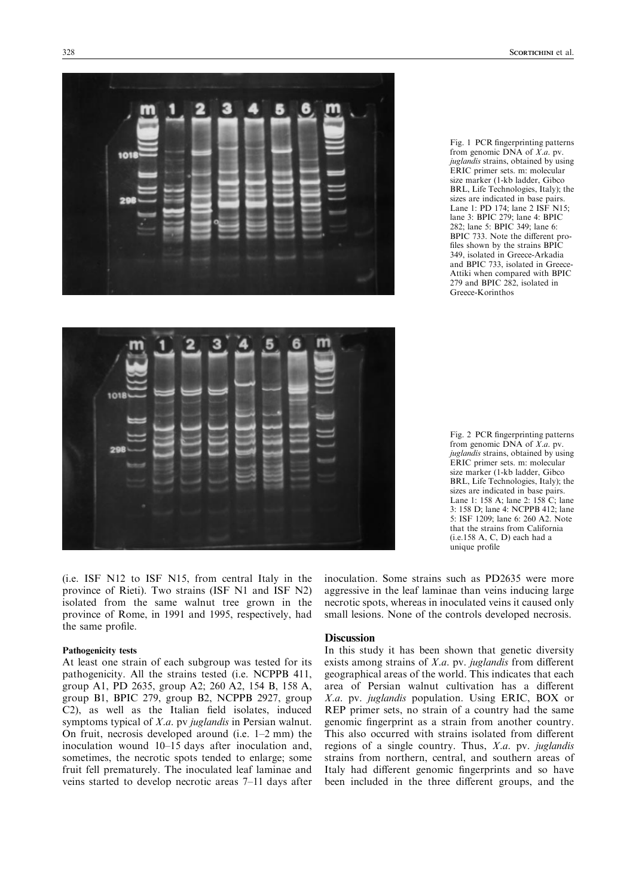Fig. 1 PCR fingerprinting patterns from genomic DNA of *X.a.* pv. *juglandis* strains, obtained by using ERIC primer sets. m: molecular size marker (1-kb ladder, Gibco BRL, Life Technologies, Italy); the sizes are indicated in base pairs. Lane 1: PD 174; lane 2 ISF N15; lane 3: BPIC 279; lane 4: BPIC 282; lane 5: BPIC 349; lane 6: BPIC 733. Note the different profiles shown by the strains BPIC 349, isolated in Greece-Arkadia and BPIC 733, isolated in Greece-Attiki when compared with BPIC 279 and BPIC 282, isolated in Greece-Korinthos

Fig. 2 PCR fingerprinting patterns from genomic DNA of *X.a.* pv. *juglandis* strains, obtained by using ERIC primer sets. m: molecular size marker (1-kb ladder, Gibco BRL, Life Technologies, Italy); the sizes are indicated in base pairs. Lane 1: 158 A; lane 2: 158 C; lane 3: 158 D; lane 4: NCPPB 412; lane 5: ISF 1209; lane 6: 260 A2. Note that the strains from California (i.e.158 A, C, D) each had a unique profile

(i.e. ISF N12 to ISF N15, from central Italy in the province of Rieti). Two strains (ISF N1 and ISF N2) isolated from the same walnut tree grown in the province of Rome, in 1991 and 1995, respectively, had the same profile.

#### Pathogenicity tests

At least one strain of each subgroup was tested for its pathogenicity. All the strains tested (i.e. NCPPB 411, group A1, PD 2635, group A2; 260 A2, 154 B, 158 A, group B1, BPIC 279, group B2, NCPPB 2927, group C2), as well as the Italian field isolates, induced symptoms typical of *X.a.* pv *juglandis* in Persian walnut. On fruit, necrosis developed around (i.e. 1–2 mm) the inoculation wound 10–15 days after inoculation and, sometimes, the necrotic spots tended to enlarge; some fruit fell prematurely. The inoculated leaf laminae and veins started to develop necrotic areas 7–11 days after inoculation. Some strains such as PD2635 were more aggressive in the leaf laminae than veins inducing large necrotic spots, whereas in inoculated veins it caused only small lesions. None of the controls developed necrosis.

## Discussion

In this study it has been shown that genetic diversity exists among strains of *X.a.* pv. *juglandis* from different geographical areas of the world. This indicates that each area of Persian walnut cultivation has a different *X.a.* pv. *juglandis* population. Using ERIC, BOX or REP primer sets, no strain of a country had the same genomic fingerprint as a strain from another country. This also occurred with strains isolated from different regions of a single country. Thus, *X.a.* pv. *juglandis* strains from northern, central, and southern areas of Italy had different genomic fingerprints and so have been included in the three different groups, and the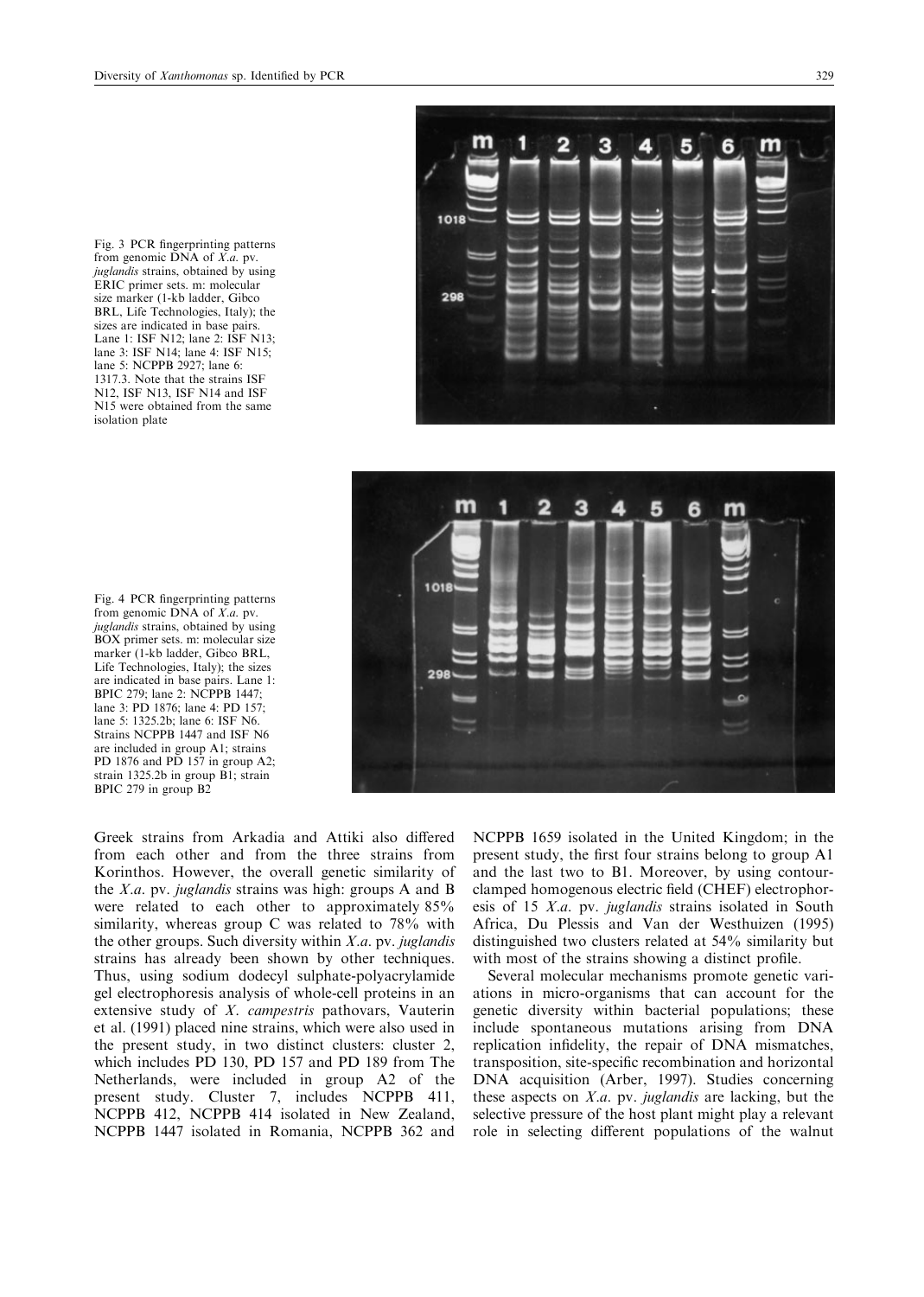Fig. 3 PCR fingerprinting patterns from genomic DNA of *X.a.* pv. *juglandis* strains, obtained by using ERIC primer sets. m: molecular size marker (1-kb ladder, Gibco BRL, Life Technologies, Italy); the sizes are indicated in base pairs. Lane 1: ISF N12; lane 2: ISF N13; lane 3: ISF N14; lane 4: ISF N15; lane 5: NCPPB 2927; lane 6: 1317.3. Note that the strains ISF N12, ISF N13, ISF N14 and ISF N15 were obtained from the same isolation plate

Fig. 4 PCR fingerprinting patterns from genomic DNA of *X.a.* pv. *juglandis* strains, obtained by using BOX primer sets. m: molecular size marker (1-kb ladder, Gibco BRL, Life Technologies, Italy); the sizes are indicated in base pairs. Lane 1: BPIC 279; lane 2: NCPPB 1447; lane 3: PD 1876; lane 4: PD 157; lane 5: 1325.2b; lane 6: ISF N6. Strains NCPPB 1447 and ISF N6 are included in group A1; strains PD 1876 and PD 157 in group A2; strain 1325.2b in group B1; strain BPIC 279 in group B2

Greek strains from Arkadia and Attiki also differed from each other and from the three strains from Korinthos. However, the overall genetic similarity of the *X.a.* pv. *juglandis* strains was high: groups A and B were related to each other to approximately 85% similarity, whereas group C was related to 78% with the other groups. Such diversity within *X.a.* pv. *juglandis* strains has already been shown by other techniques. Thus, using sodium dodecyl sulphate-polyacrylamide gel electrophoresis analysis of whole-cell proteins in an extensive study of *X. campestris* pathovars, Vauterin et al. (1991) placed nine strains, which were also used in the present study, in two distinct clusters: cluster 2, which includes PD 130, PD 157 and PD 189 from The Netherlands, were included in group A2 of the present study. Cluster 7, includes NCPPB 411, NCPPB 412, NCPPB 414 isolated in New Zealand, NCPPB 1447 isolated in Romania, NCPPB 362 and NCPPB 1659 isolated in the United Kingdom; in the present study, the first four strains belong to group A1 and the last two to B1. Moreover, by using contour-clamped homogenous electric field (CHEF) electrophoresis of 15 *X.a.* pv. *juglandis* strains isolated in South Africa, Du Plessis and Van der Westhuizen (1995) distinguished two clusters related at 54% similarity but with most of the strains showing a distinct profile.

Several molecular mechanisms promote genetic variations in micro-organisms that can account for the genetic diversity within bacterial populations; these include spontaneous mutations arising from DNA replication infidelity, the repair of DNA mismatches, transposition, site-specific recombination and horizontal DNA acquisition (Arber, 1997). Studies concerning these aspects on *X.a.* pv. *juglandis* are lacking, but the selective pressure of the host plant might play a relevant role in selecting different populations of the walnut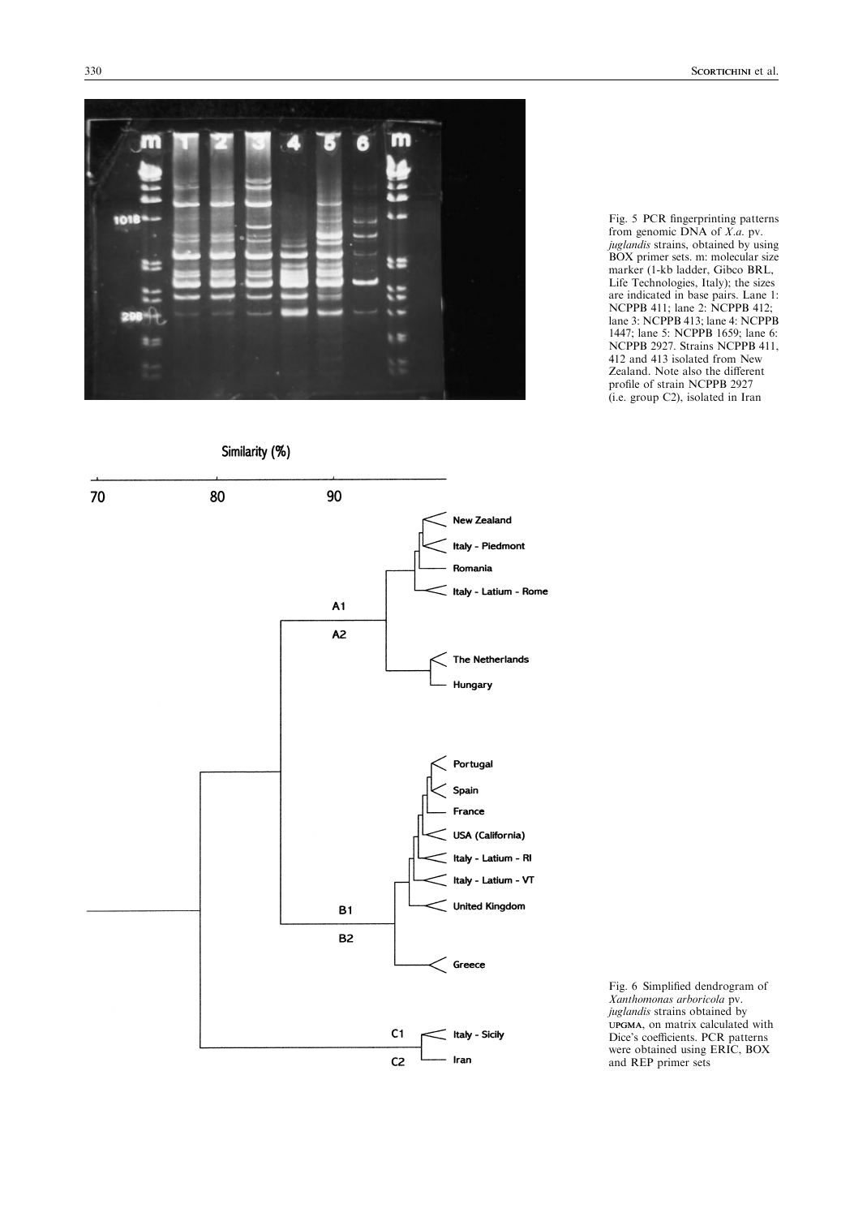Fig. 5 PCR fingerprinting patterns from genomic DNA of *X.a.* pv. *juglandis* strains, obtained by using BOX primer sets. m: molecular size marker (1-kb ladder, Gibco BRL, Life Technologies, Italy); the sizes are indicated in base pairs. Lane 1: NCPPB 411; lane 2: NCPPB 412; lane 3: NCPPB 413; lane 4: NCPPB 1447; lane 5: NCPPB 1659; lane 6: NCPPB 2927. Strains NCPPB 411, 412 and 413 isolated from New Zealand. Note also the different profile of strain NCPPB 2927 (i.e. group C2), isolated in Iran

Fig. 6 Simplified dendrogram of *Xanthomonas arboricola* pv. *juglandis* strains obtained by UPGMA, on matrix calculated with Dice's coefficients. PCR patterns were obtained using ERIC, BOX and REP primer sets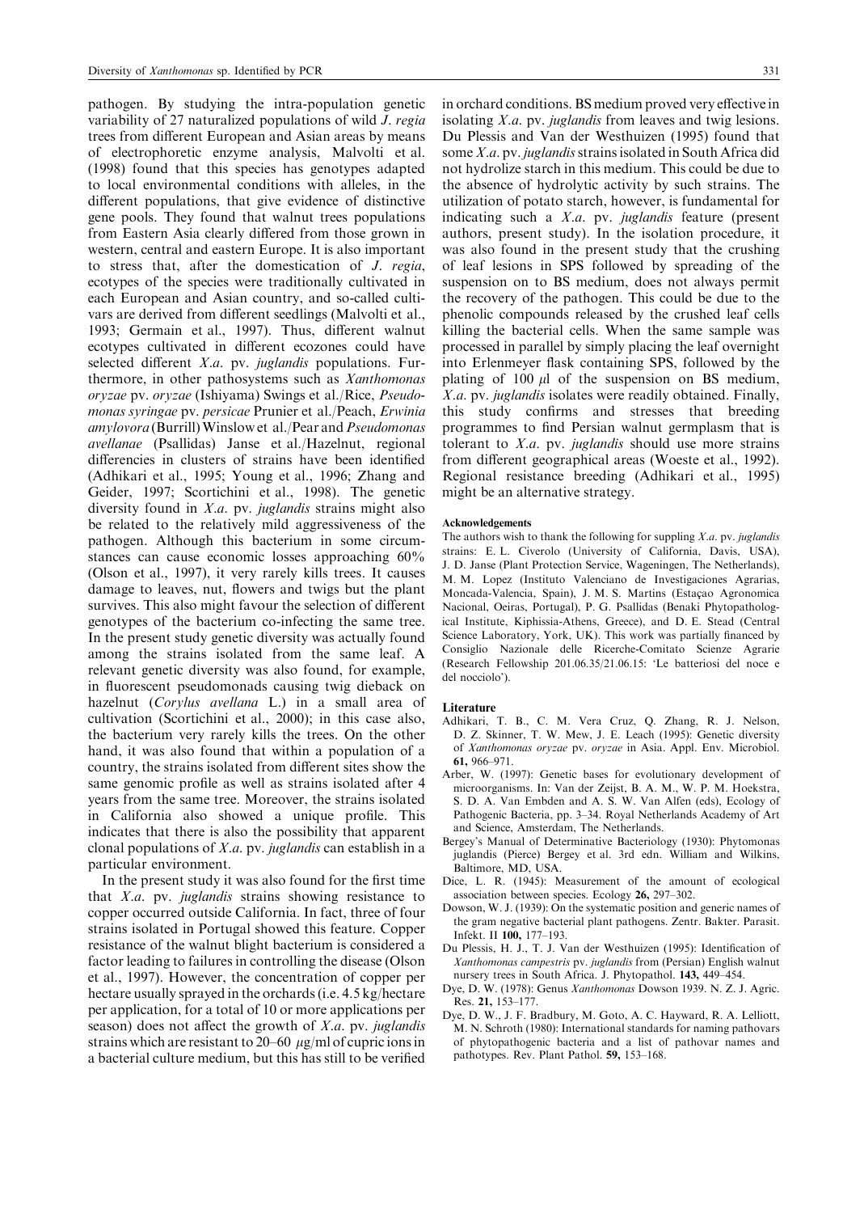pathogen. By studying the intra-population genetic variability of 27 naturalized populations of wild *J. regia* trees from different European and Asian areas by means of electrophoretic enzyme analysis, Malvolti et al. (1998) found that this species has genotypes adapted to local environmental conditions with alleles, in the different populations, that give evidence of distinctive gene pools. They found that walnut trees populations from Eastern Asia clearly differed from those grown in western, central and eastern Europe. It is also important to stress that, after the domestication of *J. regia*, ecotypes of the species were traditionally cultivated in each European and Asian country, and so-called cultivars are derived from different seedlings (Malvolti et al., 1993; Germain et al., 1997). Thus, different walnut ecotypes cultivated in different ecozones could have selected different *X.a.* pv. *juglandis* populations. Furthermore, in other pathosystems such as *Xanthomonas oryzae* pv. *oryzae* (Ishiyama) Swings et al./Rice, *Pseudomonas syringae* pv. *persicae* Prunier et al./Peach, *Erwinia amylovora* (Burrill) Winslow et al./Pear and *Pseudomonas avellanae* (Psallidas) Janse et al./Hazelnut, regional differencies in clusters of strains have been identified (Adhikari et al., 1995; Young et al., 1996; Zhang and Geider, 1997; Scortichini et al., 1998). The genetic diversity found in *X.a.* pv. *juglandis* strains might also be related to the relatively mild aggressiveness of the pathogen. Although this bacterium in some circumstances can cause economic losses approaching 60% (Olson et al., 1997), it very rarely kills trees. It causes damage to leaves, nut, flowers and twigs but the plant survives. This also might favour the selection of different genotypes of the bacterium co-infecting the same tree. In the present study genetic diversity was actually found among the strains isolated from the same leaf. A relevant genetic diversity was also found, for example, in fluorescent pseudomonads causing twig dieback on hazelnut (*Corylus avellana* L.) in a small area of cultivation (Scortichini et al., 2000); in this case also, the bacterium very rarely kills the trees. On the other hand, it was also found that within a population of a country, the strains isolated from different sites show the same genomic profile as well as strains isolated after 4 years from the same tree. Moreover, the strains isolated in California also showed a unique profile. This indicates that there is also the possibility that apparent clonal populations of *X.a.* pv. *juglandis* can establish in a particular environment.

In the present study it was also found for the first time that *X.a.* pv. *juglandis* strains showing resistance to copper occurred outside California. In fact, three of four strains isolated in Portugal showed this feature. Copper resistance of the walnut blight bacterium is considered a factor leading to failures in controlling the disease (Olson et al., 1997). However, the concentration of copper per hectare usually sprayed in the orchards (i.e. 4.5 kg/hectare per application, for a total of 10 or more applications per season) does not affect the growth of *X.a.* pv. *juglandis* strains which are resistant to 20–60 μg/ml of cupric ions in a bacterial culture medium, but this has still to be verified in orchard conditions. BS medium proved very effective in isolating *X.a.* pv. *juglandis* from leaves and twig lesions. Du Plessis and Van der Westhuizen (1995) found that some *X.a.* pv. *juglandis* strains isolated in South Africa did not hydrolize starch in this medium. This could be due to the absence of hydrolytic activity by such strains. The utilization of potato starch, however, is fundamental for indicating such a *X.a.* pv. *juglandis* feature (present authors, present study). In the isolation procedure, it was also found in the present study that the crushing of leaf lesions in SPS followed by spreading of the suspension on to BS medium, does not always permit the recovery of the pathogen. This could be due to the phenolic compounds released by the crushed leaf cells killing the bacterial cells. When the same sample was processed in parallel by simply placing the leaf overnight into Erlenmeyer flask containing SPS, followed by the plating of 100 μl of the suspension on BS medium, *X.a.* pv. *juglandis* isolates were readily obtained. Finally, this study confirms and stresses that breeding programmes to find Persian walnut germplasm that is tolerant to *X.a.* pv. *juglandis* should use more strains from different geographical areas (Woeste et al., 1992). Regional resistance breeding (Adhikari et al., 1995) might be an alternative strategy.

#### Acknowledgements

The authors wish to thank the following for suppling *X.a.* pv. *juglandis* strains: E. L. Civerolo (University of California, Davis, USA), J. D. Janse (Plant Protection Service, Wageningen, The Netherlands), M. M. Lopez (Instituto Valenciano de Investigaciones Agrarias, Moncada-Valencia, Spain), J. M. S. Martins (Estaçao Agronomica Nacional, Oeiras, Portugal), P. G. Psallidas (Benaki Phytopathological Institute, Kiphissia-Athens, Greece), and D. E. Stead (Central Science Laboratory, York, UK). This work was partially financed by Consiglio Nazionale delle Ricerche-Comitato Scienze Agrarie (Research Fellowship 201.06.35/21.06.15: 'Le batteriosi del noce e del nocciolo').

#### Literature

- Adhikari, T. B., C. M. Vera Cruz, Q. Zhang, R. J. Nelson, D. Z. Skinner, T. W. Mew, J. E. Leach (1995): Genetic diversity of *Xanthomonas oryzae* pv. *oryzae* in Asia. Appl. Env. Microbiol. **61,** 966–971.
- Arber, W. (1997): Genetic bases for evolutionary development of microorganisms. In: Van der Zeijst, B. A. M., W. P. M. Hoekstra, S. D. A. Van Embden and A. S. W. Van Alfen (eds), Ecology of Pathogenic Bacteria, pp. 3–34. Royal Netherlands Academy of Art and Science, Amsterdam, The Netherlands.
- Bergey's Manual of Determinative Bacteriology (1930): Phytomonas juglandis (Pierce) Bergey et al. 3rd edn. William and Wilkins, Baltimore, MD, USA.
- Dice, L. R. (1945): Measurement of the amount of ecological association between species. Ecology **26,** 297–302.
- Dowson, W. J. (1939): On the systematic position and generic names of the gram negative bacterial plant pathogens. Zentr. Bakter. Parasit. Infekt. II **100,** 177–193.
- Du Plessis, H. J., T. J. Van der Westhuizen (1995): Identification of *Xanthomonas campestris* pv. *juglandis* from (Persian) English walnut nursery trees in South Africa. J. Phytopathol. **143,** 449–454.
- Dye, D. W. (1978): Genus *Xanthomonas* Dowson 1939. N. Z. J. Agric. Res. **21,** 153–177.
- Dye, D. W., J. F. Bradbury, M. Goto, A. C. Hayward, R. A. Lelliott, M. N. Schroth (1980): International standards for naming pathovars of phytopathogenic bacteria and a list of pathovar names and pathotypes. Rev. Plant Pathol. **59,** 153–168.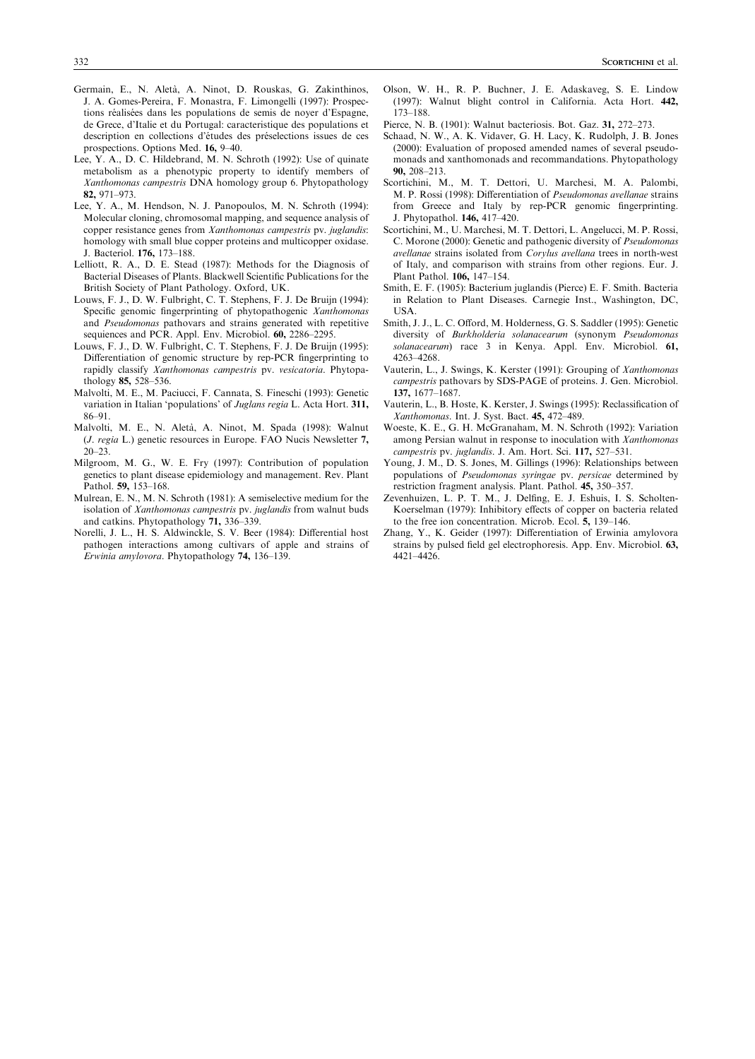Germain, E., N. Aletà, A. Ninot, D. Rouskas, G. Zakinthinos, J. A. Gomes-Pereira, F. Monastra, F. Limongelli (1997): Prospections réalisées dans les populations de semis de noyer d'Espagne, de Grece, d'Italie et du Portugal: caracteristique des populations et description en collections d'études des préselections issues de ces prospections. Options Med. **16,** 9–40.

Lee, Y. A., D. C. Hildebrand, M. N. Schroth (1992): Use of quinate metabolism as a phenotypic property to identify members of *Xanthomonas campestris* DNA homology group 6. Phytopathology **82,** 971–973.

Lee, Y. A., M. Hendson, N. J. Panopoulos, M. N. Schroth (1994): Molecular cloning, chromosomal mapping, and sequence analysis of copper resistance genes from *Xanthomonas campestris* pv. *juglandis*: homology with small blue copper proteins and multicopper oxidase. J. Bacteriol. **176,** 173–188.

Lelliott, R. A., D. E. Stead (1987): Methods for the Diagnosis of Bacterial Diseases of Plants. Blackwell Scientific Publications for the British Society of Plant Pathology. Oxford, UK.

Louws, F. J., D. W. Fulbright, C. T. Stephens, F. J. De Bruijn (1994): Specific genomic fingerprinting of phytopathogenic *Xanthomonas* and *Pseudomonas* pathovars and strains generated with repetitive sequiences and PCR. Appl. Env. Microbiol. **60,** 2286–2295.

Louws, F. J., D. W. Fulbright, C. T. Stephens, F. J. De Bruijn (1995): Differentiation of genomic structure by rep-PCR fingerprinting to rapidly classify *Xanthomonas campestris* pv. *vesicatoria*. Phytopathology **85,** 528–536.

Malvolti, M. E., M. Paciucci, F. Cannata, S. Fineschi (1993): Genetic variation in Italian 'populations' of *Juglans regia* L. Acta Hort. **311,** 86–91.

Malvolti, M. E., N. Aletà, A. Ninot, M. Spada (1998): Walnut (*J. regia* L.) genetic resources in Europe. FAO Nucis Newsletter **7,** 20–23.

Milgroom, M. G., W. E. Fry (1997): Contribution of population genetics to plant disease epidemiology and management. Rev. Plant Pathol. **59,** 153–168.

Mulrean, E. N., M. N. Schroth (1981): A semiselective medium for the isolation of *Xanthomonas campestris* pv. *juglandis* from walnut buds and catkins. Phytopathology **71,** 336–339.

Norelli, J. L., H. S. Aldwinckle, S. V. Beer (1984): Differential host pathogen interactions among cultivars of apple and strains of *Erwinia amylovora*. Phytopathology **74,** 136–139.

Olson, W. H., R. P. Buchner, J. E. Adaskaveg, S. E. Lindow (1997): Walnut blight control in California. Acta Hort. **442,** 173–188.

Pierce, N. B. (1901): Walnut bacteriosis. Bot. Gaz. **31,** 272–273.

Schaad, N. W., A. K. Vidaver, G. H. Lacy, K. Rudolph, J. B. Jones (2000): Evaluation of proposed amended names of several pseudomonads and xanthomonads and recommandations. Phytopathology **90,** 208–213.

Scortichini, M., M. T. Dettori, U. Marchesi, M. A. Palombi, M. P. Rossi (1998): Differentiation of *Pseudomonas avellanae* strains from Greece and Italy by rep-PCR genomic fingerprinting. J. Phytopathol. **146,** 417–420.

Scortichini, M., U. Marchesi, M. T. Dettori, L. Angelucci, M. P. Rossi, C. Morone (2000): Genetic and pathogenic diversity of *Pseudomonas avellanae* strains isolated from *Corylus avellana* trees in north-west of Italy, and comparison with strains from other regions. Eur. J. Plant Pathol. **106,** 147–154.

Smith, E. F. (1905): Bacterium juglandis (Pierce) E. F. Smith. Bacteria in Relation to Plant Diseases. Carnegie Inst., Washington, DC, USA.

Smith, J. J., L. C. Offord, M. Holderness, G. S. Saddler (1995): Genetic diversity of *Burkholderia solanacearum* (synonym *Pseudomonas solanacearum*) race 3 in Kenya. Appl. Env. Microbiol. **61,** 4263–4268.

Vauterin, L., J. Swings, K. Kerster (1991): Grouping of *Xanthomonas campestris* pathovars by SDS-PAGE of proteins. J. Gen. Microbiol. **137,** 1677–1687.

Vauterin, L., B. Hoste, K. Kerster, J. Swings (1995): Reclassification of *Xanthomonas*. Int. J. Syst. Bact. **45,** 472–489.

Woeste, K. E., G. H. McGranaham, M. N. Schroth (1992): Variation among Persian walnut in response to inoculation with *Xanthomonas campestris* pv. *juglandis*. J. Am. Hort. Sci. **117,** 527–531.

Young, J. M., D. S. Jones, M. Gillings (1996): Relationships between populations of *Pseudomonas syringae* pv. *persicae* determined by restriction fragment analysis. Plant. Pathol. **45,** 350–357.

Zevenhuizen, L. P. T. M., J. Delfing, E. J. Eshuis, I. S. Scholten-Koerselman (1979): Inhibitory effects of copper on bacteria related to the free ion concentration. Microb. Ecol. **5,** 139–146.

Zhang, Y., K. Geider (1997): Differentiation of Erwinia amylovora strains by pulsed field gel electrophoresis. App. Env. Microbiol. **63,** 4421–4426.